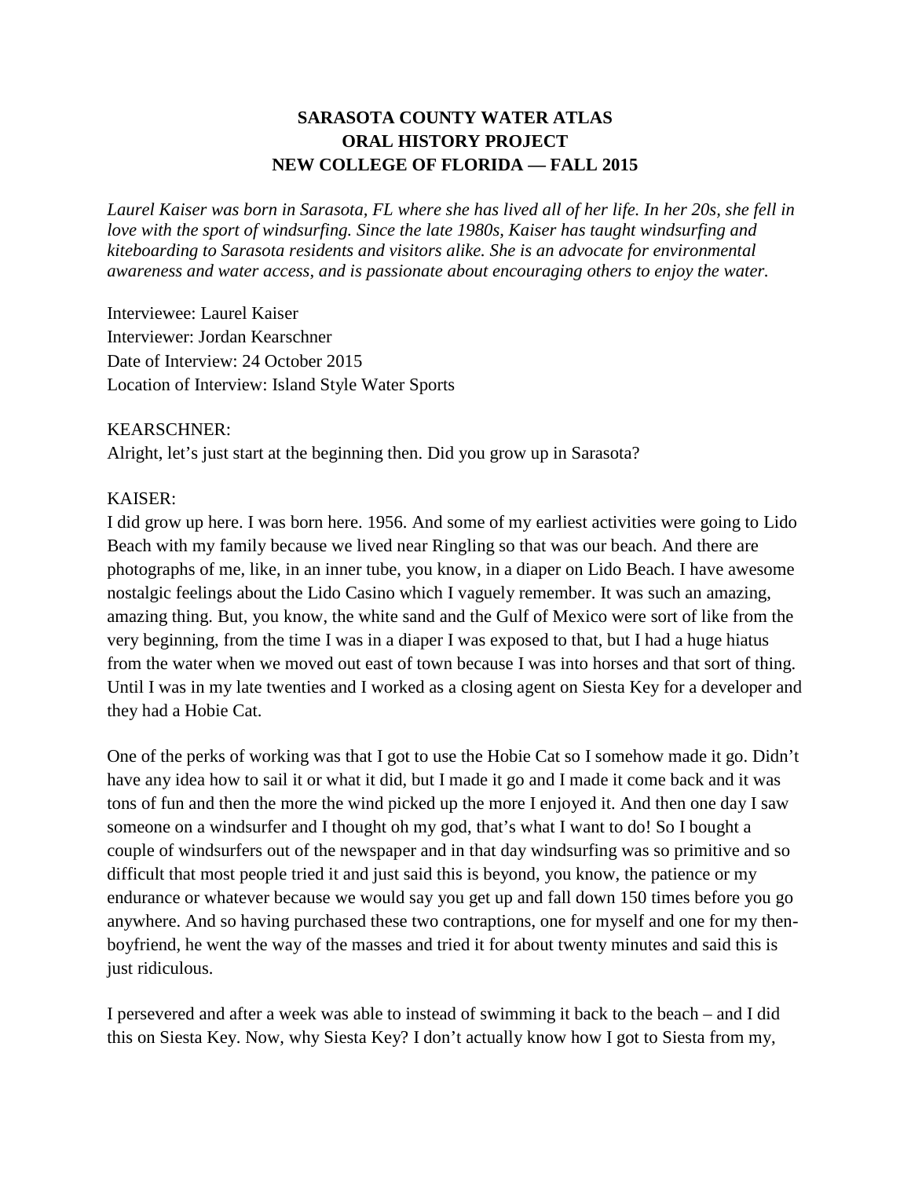# SARASOTA COUNTY WATER ATLAS
# ORAL HISTORY PROJECT
# NEW COLLEGE OF FLORIDA — FALL 2015

*Laurel Kaiser was born in Sarasota, FL where she has lived all of her life. In her 20s, she fell in love with the sport of windsurfing. Since the late 1980s, Kaiser has taught windsurfing and kiteboarding to Sarasota residents and visitors alike. She is an advocate for environmental awareness and water access, and is passionate about encouraging others to enjoy the water.*

Interviewee: Laurel Kaiser
Interviewer: Jordan Kearschner
Date of Interview: 24 October 2015
Location of Interview: Island Style Water Sports

KEARSCHNER:
Alright, let's just start at the beginning then. Did you grow up in Sarasota?

KAISER:
I did grow up here. I was born here. 1956. And some of my earliest activities were going to Lido Beach with my family because we lived near Ringling so that was our beach. And there are photographs of me, like, in an inner tube, you know, in a diaper on Lido Beach. I have awesome nostalgic feelings about the Lido Casino which I vaguely remember. It was such an amazing, amazing thing. But, you know, the white sand and the Gulf of Mexico were sort of like from the very beginning, from the time I was in a diaper I was exposed to that, but I had a huge hiatus from the water when we moved out east of town because I was into horses and that sort of thing. Until I was in my late twenties and I worked as a closing agent on Siesta Key for a developer and they had a Hobie Cat.

One of the perks of working was that I got to use the Hobie Cat so I somehow made it go. Didn't have any idea how to sail it or what it did, but I made it go and I made it come back and it was tons of fun and then the more the wind picked up the more I enjoyed it. And then one day I saw someone on a windsurfer and I thought oh my god, that's what I want to do! So I bought a couple of windsurfers out of the newspaper and in that day windsurfing was so primitive and so difficult that most people tried it and just said this is beyond, you know, the patience or my endurance or whatever because we would say you get up and fall down 150 times before you go anywhere. And so having purchased these two contraptions, one for myself and one for my then-boyfriend, he went the way of the masses and tried it for about twenty minutes and said this is just ridiculous.

I persevered and after a week was able to instead of swimming it back to the beach – and I did this on Siesta Key. Now, why Siesta Key? I don't actually know how I got to Siesta from my,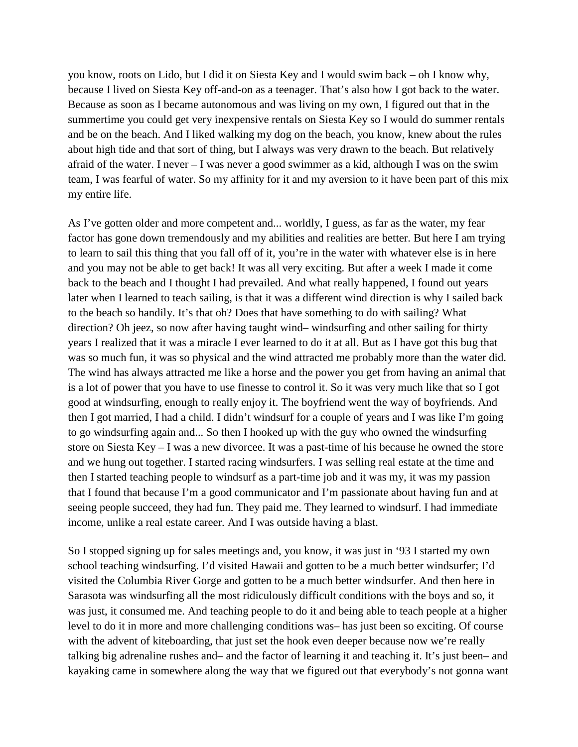you know, roots on Lido, but I did it on Siesta Key and I would swim back – oh I know why, because I lived on Siesta Key off-and-on as a teenager. That's also how I got back to the water. Because as soon as I became autonomous and was living on my own, I figured out that in the summertime you could get very inexpensive rentals on Siesta Key so I would do summer rentals and be on the beach. And I liked walking my dog on the beach, you know, knew about the rules about high tide and that sort of thing, but I always was very drawn to the beach. But relatively afraid of the water. I never – I was never a good swimmer as a kid, although I was on the swim team, I was fearful of water. So my affinity for it and my aversion to it have been part of this mix my entire life.

As I've gotten older and more competent and... worldly, I guess, as far as the water, my fear factor has gone down tremendously and my abilities and realities are better. But here I am trying to learn to sail this thing that you fall off of it, you're in the water with whatever else is in here and you may not be able to get back! It was all very exciting. But after a week I made it come back to the beach and I thought I had prevailed. And what really happened, I found out years later when I learned to teach sailing, is that it was a different wind direction is why I sailed back to the beach so handily. It's that oh? Does that have something to do with sailing? What direction? Oh jeez, so now after having taught wind– windsurfing and other sailing for thirty years I realized that it was a miracle I ever learned to do it at all. But as I have got this bug that was so much fun, it was so physical and the wind attracted me probably more than the water did. The wind has always attracted me like a horse and the power you get from having an animal that is a lot of power that you have to use finesse to control it. So it was very much like that so I got good at windsurfing, enough to really enjoy it. The boyfriend went the way of boyfriends. And then I got married, I had a child. I didn't windsurf for a couple of years and I was like I'm going to go windsurfing again and... So then I hooked up with the guy who owned the windsurfing store on Siesta Key – I was a new divorcee. It was a past-time of his because he owned the store and we hung out together. I started racing windsurfers. I was selling real estate at the time and then I started teaching people to windsurf as a part-time job and it was my, it was my passion that I found that because I'm a good communicator and I'm passionate about having fun and at seeing people succeed, they had fun. They paid me. They learned to windsurf. I had immediate income, unlike a real estate career. And I was outside having a blast.

So I stopped signing up for sales meetings and, you know, it was just in '93 I started my own school teaching windsurfing. I'd visited Hawaii and gotten to be a much better windsurfer; I'd visited the Columbia River Gorge and gotten to be a much better windsurfer. And then here in Sarasota was windsurfing all the most ridiculously difficult conditions with the boys and so, it was just, it consumed me. And teaching people to do it and being able to teach people at a higher level to do it in more and more challenging conditions was– has just been so exciting. Of course with the advent of kiteboarding, that just set the hook even deeper because now we're really talking big adrenaline rushes and– and the factor of learning it and teaching it. It's just been– and kayaking came in somewhere along the way that we figured out that everybody's not gonna want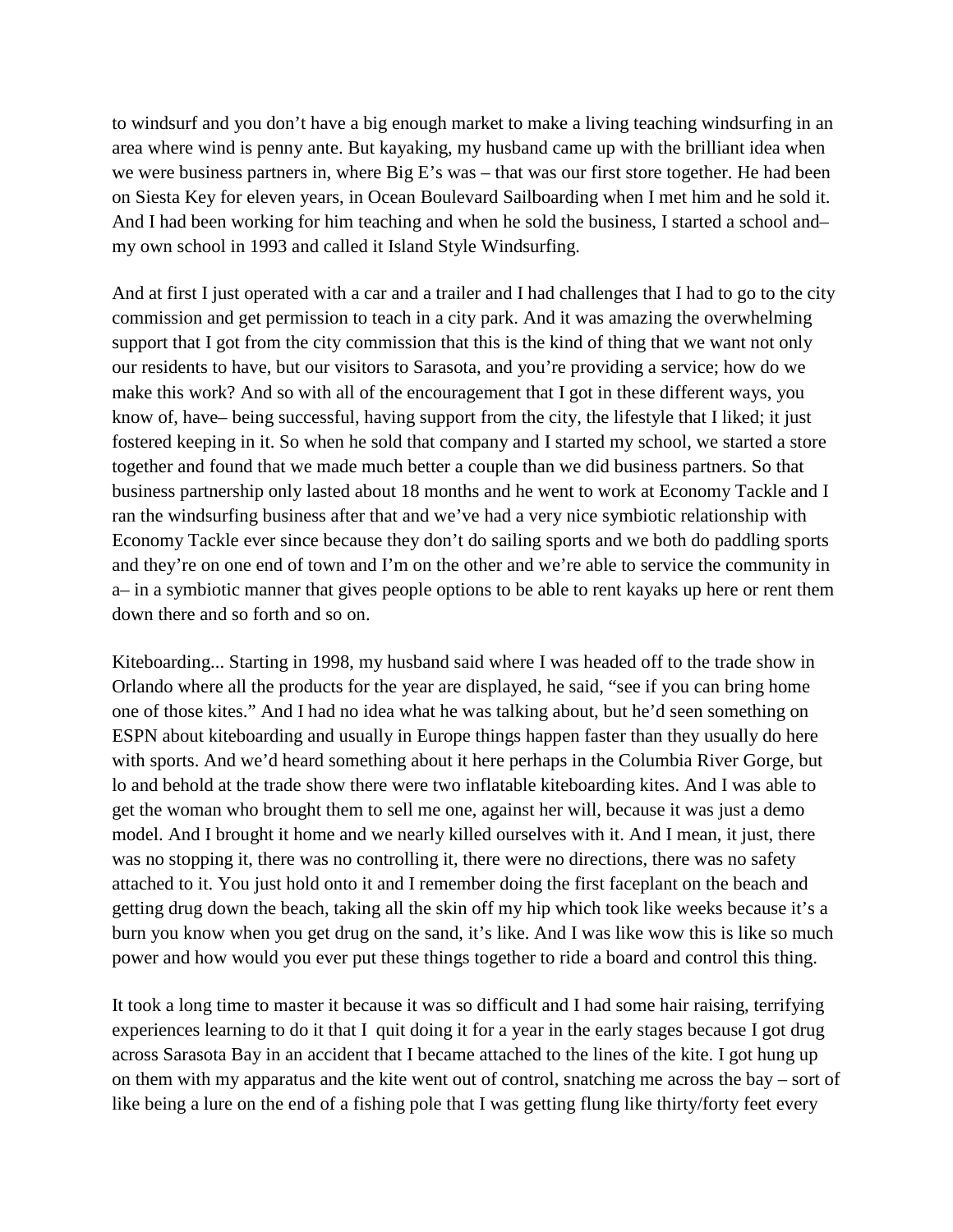to windsurf and you don't have a big enough market to make a living teaching windsurfing in an area where wind is penny ante. But kayaking, my husband came up with the brilliant idea when we were business partners in, where Big E's was – that was our first store together. He had been on Siesta Key for eleven years, in Ocean Boulevard Sailboarding when I met him and he sold it. And I had been working for him teaching and when he sold the business, I started a school and– my own school in 1993 and called it Island Style Windsurfing.

And at first I just operated with a car and a trailer and I had challenges that I had to go to the city commission and get permission to teach in a city park. And it was amazing the overwhelming support that I got from the city commission that this is the kind of thing that we want not only our residents to have, but our visitors to Sarasota, and you're providing a service; how do we make this work? And so with all of the encouragement that I got in these different ways, you know of, have– being successful, having support from the city, the lifestyle that I liked; it just fostered keeping in it. So when he sold that company and I started my school, we started a store together and found that we made much better a couple than we did business partners. So that business partnership only lasted about 18 months and he went to work at Economy Tackle and I ran the windsurfing business after that and we've had a very nice symbiotic relationship with Economy Tackle ever since because they don't do sailing sports and we both do paddling sports and they're on one end of town and I'm on the other and we're able to service the community in a– in a symbiotic manner that gives people options to be able to rent kayaks up here or rent them down there and so forth and so on.

Kiteboarding... Starting in 1998, my husband said where I was headed off to the trade show in Orlando where all the products for the year are displayed, he said, "see if you can bring home one of those kites." And I had no idea what he was talking about, but he'd seen something on ESPN about kiteboarding and usually in Europe things happen faster than they usually do here with sports. And we'd heard something about it here perhaps in the Columbia River Gorge, but lo and behold at the trade show there were two inflatable kiteboarding kites. And I was able to get the woman who brought them to sell me one, against her will, because it was just a demo model. And I brought it home and we nearly killed ourselves with it. And I mean, it just, there was no stopping it, there was no controlling it, there were no directions, there was no safety attached to it. You just hold onto it and I remember doing the first faceplant on the beach and getting drug down the beach, taking all the skin off my hip which took like weeks because it's a burn you know when you get drug on the sand, it's like. And I was like wow this is like so much power and how would you ever put these things together to ride a board and control this thing.

It took a long time to master it because it was so difficult and I had some hair raising, terrifying experiences learning to do it that I quit doing it for a year in the early stages because I got drug across Sarasota Bay in an accident that I became attached to the lines of the kite. I got hung up on them with my apparatus and the kite went out of control, snatching me across the bay – sort of like being a lure on the end of a fishing pole that I was getting flung like thirty/forty feet every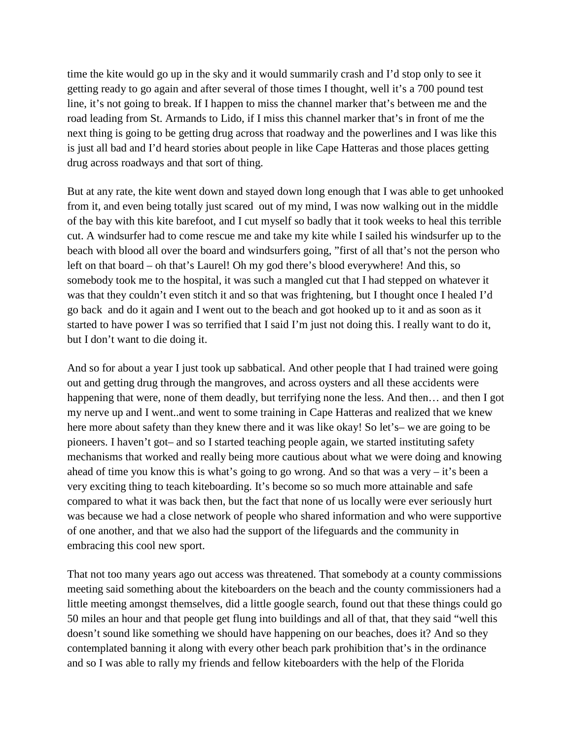time the kite would go up in the sky and it would summarily crash and I'd stop only to see it getting ready to go again and after several of those times I thought, well it's a 700 pound test line, it's not going to break. If I happen to miss the channel marker that's between me and the road leading from St. Armands to Lido, if I miss this channel marker that's in front of me the next thing is going to be getting drug across that roadway and the powerlines and I was like this is just all bad and I'd heard stories about people in like Cape Hatteras and those places getting drug across roadways and that sort of thing.

But at any rate, the kite went down and stayed down long enough that I was able to get unhooked from it, and even being totally just scared out of my mind, I was now walking out in the middle of the bay with this kite barefoot, and I cut myself so badly that it took weeks to heal this terrible cut. A windsurfer had to come rescue me and take my kite while I sailed his windsurfer up to the beach with blood all over the board and windsurfers going, "first of all that's not the person who left on that board – oh that's Laurel! Oh my god there's blood everywhere! And this, so somebody took me to the hospital, it was such a mangled cut that I had stepped on whatever it was that they couldn't even stitch it and so that was frightening, but I thought once I healed I'd go back and do it again and I went out to the beach and got hooked up to it and as soon as it started to have power I was so terrified that I said I'm just not doing this. I really want to do it, but I don't want to die doing it.

And so for about a year I just took up sabbatical. And other people that I had trained were going out and getting drug through the mangroves, and across oysters and all these accidents were happening that were, none of them deadly, but terrifying none the less. And then… and then I got my nerve up and I went..and went to some training in Cape Hatteras and realized that we knew here more about safety than they knew there and it was like okay! So let's– we are going to be pioneers. I haven't got– and so I started teaching people again, we started instituting safety mechanisms that worked and really being more cautious about what we were doing and knowing ahead of time you know this is what's going to go wrong. And so that was a very – it's been a very exciting thing to teach kiteboarding. It's become so so much more attainable and safe compared to what it was back then, but the fact that none of us locally were ever seriously hurt was because we had a close network of people who shared information and who were supportive of one another, and that we also had the support of the lifeguards and the community in embracing this cool new sport.

That not too many years ago out access was threatened. That somebody at a county commissions meeting said something about the kiteboarders on the beach and the county commissioners had a little meeting amongst themselves, did a little google search, found out that these things could go 50 miles an hour and that people get flung into buildings and all of that, that they said "well this doesn't sound like something we should have happening on our beaches, does it? And so they contemplated banning it along with every other beach park prohibition that's in the ordinance and so I was able to rally my friends and fellow kiteboarders with the help of the Florida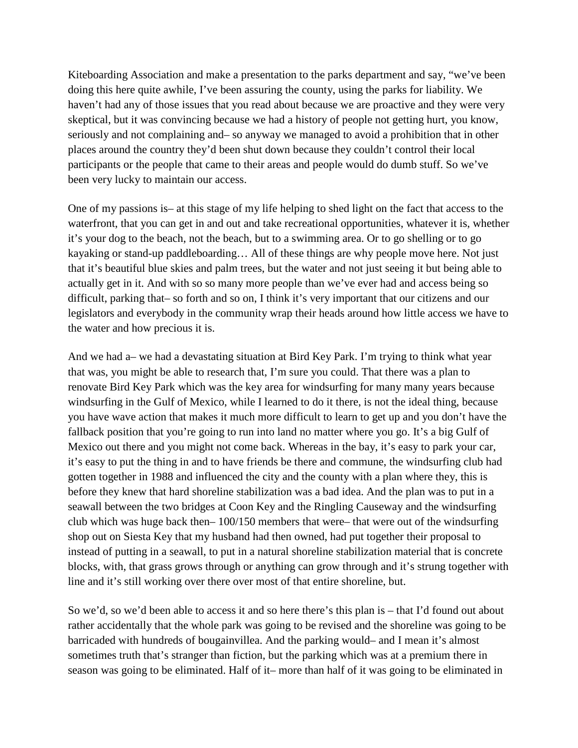Kiteboarding Association and make a presentation to the parks department and say, "we've been doing this here quite awhile, I've been assuring the county, using the parks for liability. We haven't had any of those issues that you read about because we are proactive and they were very skeptical, but it was convincing because we had a history of people not getting hurt, you know, seriously and not complaining and– so anyway we managed to avoid a prohibition that in other places around the country they'd been shut down because they couldn't control their local participants or the people that came to their areas and people would do dumb stuff. So we've been very lucky to maintain our access.

One of my passions is– at this stage of my life helping to shed light on the fact that access to the waterfront, that you can get in and out and take recreational opportunities, whatever it is, whether it's your dog to the beach, not the beach, but to a swimming area. Or to go shelling or to go kayaking or stand-up paddleboarding… All of these things are why people move here. Not just that it's beautiful blue skies and palm trees, but the water and not just seeing it but being able to actually get in it. And with so so many more people than we've ever had and access being so difficult, parking that– so forth and so on, I think it's very important that our citizens and our legislators and everybody in the community wrap their heads around how little access we have to the water and how precious it is.

And we had a– we had a devastating situation at Bird Key Park. I'm trying to think what year that was, you might be able to research that, I'm sure you could. That there was a plan to renovate Bird Key Park which was the key area for windsurfing for many many years because windsurfing in the Gulf of Mexico, while I learned to do it there, is not the ideal thing, because you have wave action that makes it much more difficult to learn to get up and you don't have the fallback position that you're going to run into land no matter where you go. It's a big Gulf of Mexico out there and you might not come back. Whereas in the bay, it's easy to park your car, it's easy to put the thing in and to have friends be there and commune, the windsurfing club had gotten together in 1988 and influenced the city and the county with a plan where they, this is before they knew that hard shoreline stabilization was a bad idea. And the plan was to put in a seawall between the two bridges at Coon Key and the Ringling Causeway and the windsurfing club which was huge back then– 100/150 members that were– that were out of the windsurfing shop out on Siesta Key that my husband had then owned, had put together their proposal to instead of putting in a seawall, to put in a natural shoreline stabilization material that is concrete blocks, with, that grass grows through or anything can grow through and it's strung together with line and it's still working over there over most of that entire shoreline, but.

So we'd, so we'd been able to access it and so here there's this plan is – that I'd found out about rather accidentally that the whole park was going to be revised and the shoreline was going to be barricaded with hundreds of bougainvillea. And the parking would– and I mean it's almost sometimes truth that's stranger than fiction, but the parking which was at a premium there in season was going to be eliminated. Half of it– more than half of it was going to be eliminated in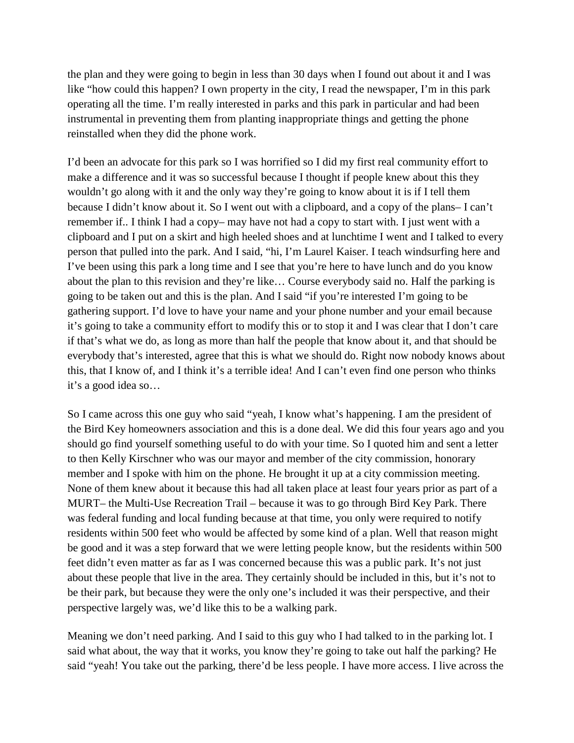the plan and they were going to begin in less than 30 days when I found out about it and I was like "how could this happen? I own property in the city, I read the newspaper, I'm in this park operating all the time. I'm really interested in parks and this park in particular and had been instrumental in preventing them from planting inappropriate things and getting the phone reinstalled when they did the phone work.

I'd been an advocate for this park so I was horrified so I did my first real community effort to make a difference and it was so successful because I thought if people knew about this they wouldn't go along with it and the only way they're going to know about it is if I tell them because I didn't know about it. So I went out with a clipboard, and a copy of the plans– I can't remember if.. I think I had a copy– may have not had a copy to start with. I just went with a clipboard and I put on a skirt and high heeled shoes and at lunchtime I went and I talked to every person that pulled into the park. And I said, "hi, I'm Laurel Kaiser. I teach windsurfing here and I've been using this park a long time and I see that you're here to have lunch and do you know about the plan to this revision and they're like… Course everybody said no. Half the parking is going to be taken out and this is the plan. And I said "if you're interested I'm going to be gathering support. I'd love to have your name and your phone number and your email because it's going to take a community effort to modify this or to stop it and I was clear that I don't care if that's what we do, as long as more than half the people that know about it, and that should be everybody that's interested, agree that this is what we should do. Right now nobody knows about this, that I know of, and I think it's a terrible idea! And I can't even find one person who thinks it's a good idea so…

So I came across this one guy who said "yeah, I know what's happening. I am the president of the Bird Key homeowners association and this is a done deal. We did this four years ago and you should go find yourself something useful to do with your time. So I quoted him and sent a letter to then Kelly Kirschner who was our mayor and member of the city commission, honorary member and I spoke with him on the phone. He brought it up at a city commission meeting. None of them knew about it because this had all taken place at least four years prior as part of a MURT– the Multi-Use Recreation Trail – because it was to go through Bird Key Park. There was federal funding and local funding because at that time, you only were required to notify residents within 500 feet who would be affected by some kind of a plan. Well that reason might be good and it was a step forward that we were letting people know, but the residents within 500 feet didn't even matter as far as I was concerned because this was a public park. It's not just about these people that live in the area. They certainly should be included in this, but it's not to be their park, but because they were the only one's included it was their perspective, and their perspective largely was, we'd like this to be a walking park.

Meaning we don't need parking. And I said to this guy who I had talked to in the parking lot. I said what about, the way that it works, you know they're going to take out half the parking? He said "yeah! You take out the parking, there'd be less people. I have more access. I live across the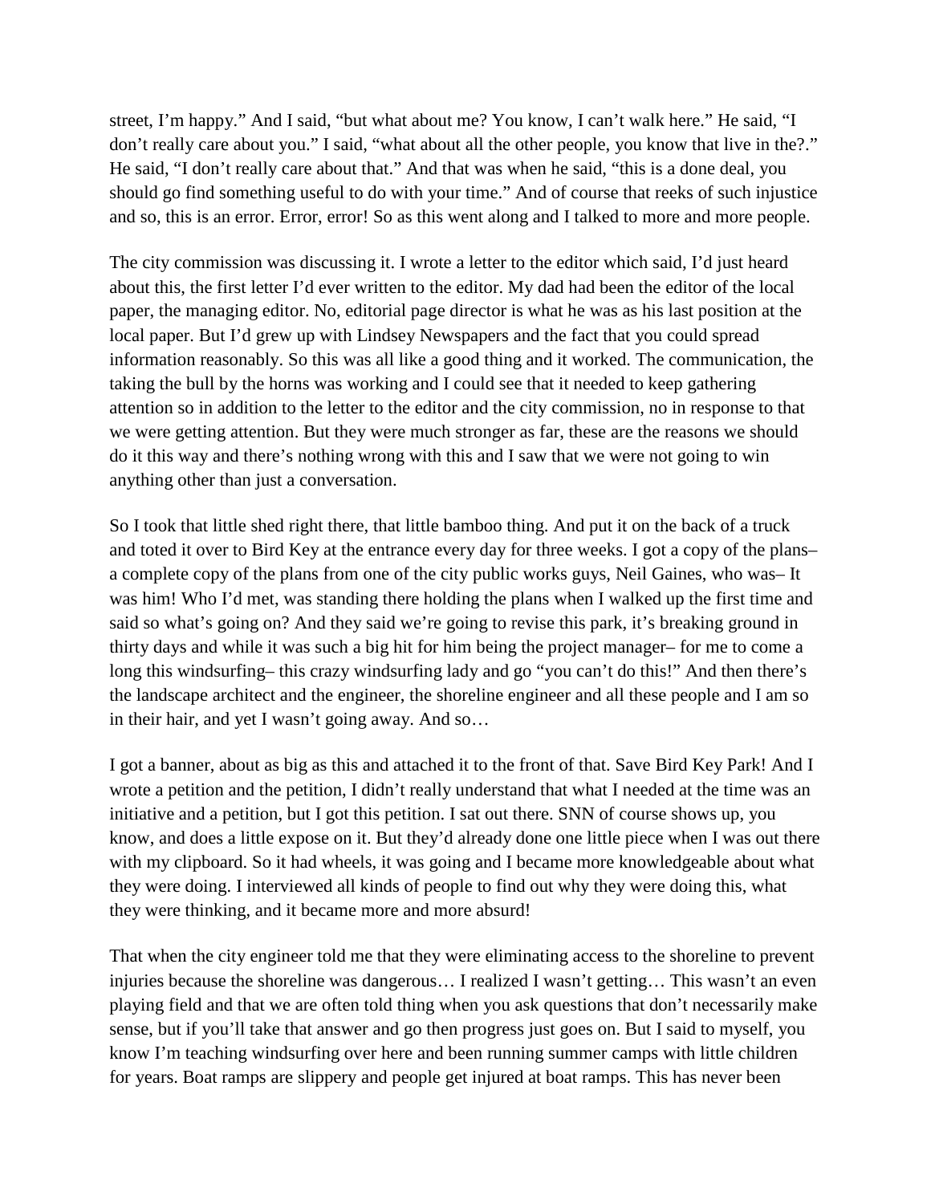street, I'm happy." And I said, "but what about me? You know, I can't walk here." He said, "I don't really care about you." I said, "what about all the other people, you know that live in the?." He said, "I don't really care about that." And that was when he said, "this is a done deal, you should go find something useful to do with your time." And of course that reeks of such injustice and so, this is an error. Error, error! So as this went along and I talked to more and more people.

The city commission was discussing it. I wrote a letter to the editor which said, I'd just heard about this, the first letter I'd ever written to the editor. My dad had been the editor of the local paper, the managing editor. No, editorial page director is what he was as his last position at the local paper. But I'd grew up with Lindsey Newspapers and the fact that you could spread information reasonably. So this was all like a good thing and it worked. The communication, the taking the bull by the horns was working and I could see that it needed to keep gathering attention so in addition to the letter to the editor and the city commission, no in response to that we were getting attention. But they were much stronger as far, these are the reasons we should do it this way and there's nothing wrong with this and I saw that we were not going to win anything other than just a conversation.

So I took that little shed right there, that little bamboo thing. And put it on the back of a truck and toted it over to Bird Key at the entrance every day for three weeks. I got a copy of the plans– a complete copy of the plans from one of the city public works guys, Neil Gaines, who was– It was him! Who I'd met, was standing there holding the plans when I walked up the first time and said so what's going on? And they said we're going to revise this park, it's breaking ground in thirty days and while it was such a big hit for him being the project manager– for me to come a long this windsurfing– this crazy windsurfing lady and go "you can't do this!" And then there's the landscape architect and the engineer, the shoreline engineer and all these people and I am so in their hair, and yet I wasn't going away. And so…

I got a banner, about as big as this and attached it to the front of that. Save Bird Key Park! And I wrote a petition and the petition, I didn't really understand that what I needed at the time was an initiative and a petition, but I got this petition. I sat out there. SNN of course shows up, you know, and does a little expose on it. But they'd already done one little piece when I was out there with my clipboard. So it had wheels, it was going and I became more knowledgeable about what they were doing. I interviewed all kinds of people to find out why they were doing this, what they were thinking, and it became more and more absurd!

That when the city engineer told me that they were eliminating access to the shoreline to prevent injuries because the shoreline was dangerous… I realized I wasn't getting… This wasn't an even playing field and that we are often told thing when you ask questions that don't necessarily make sense, but if you'll take that answer and go then progress just goes on. But I said to myself, you know I'm teaching windsurfing over here and been running summer camps with little children for years. Boat ramps are slippery and people get injured at boat ramps. This has never been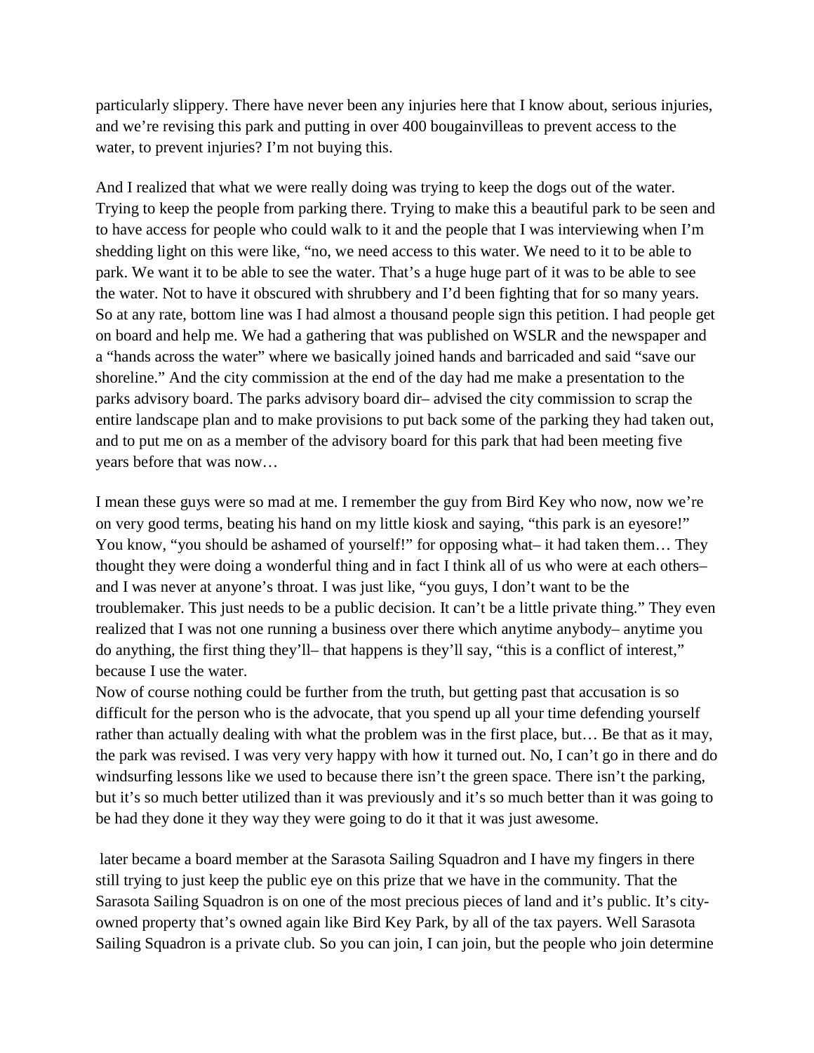particularly slippery. There have never been any injuries here that I know about, serious injuries, and we're revising this park and putting in over 400 bougainvilleas to prevent access to the water, to prevent injuries? I'm not buying this.

And I realized that what we were really doing was trying to keep the dogs out of the water. Trying to keep the people from parking there. Trying to make this a beautiful park to be seen and to have access for people who could walk to it and the people that I was interviewing when I'm shedding light on this were like, "no, we need access to this water. We need to it to be able to park. We want it to be able to see the water. That's a huge huge part of it was to be able to see the water. Not to have it obscured with shrubbery and I'd been fighting that for so many years. So at any rate, bottom line was I had almost a thousand people sign this petition. I had people get on board and help me. We had a gathering that was published on WSLR and the newspaper and a "hands across the water" where we basically joined hands and barricaded and said "save our shoreline." And the city commission at the end of the day had me make a presentation to the parks advisory board. The parks advisory board dir– advised the city commission to scrap the entire landscape plan and to make provisions to put back some of the parking they had taken out, and to put me on as a member of the advisory board for this park that had been meeting five years before that was now…

I mean these guys were so mad at me. I remember the guy from Bird Key who now, now we're on very good terms, beating his hand on my little kiosk and saying, "this park is an eyesore!" You know, "you should be ashamed of yourself!" for opposing what– it had taken them… They thought they were doing a wonderful thing and in fact I think all of us who were at each others– and I was never at anyone's throat. I was just like, "you guys, I don't want to be the troublemaker. This just needs to be a public decision. It can't be a little private thing." They even realized that I was not one running a business over there which anytime anybody– anytime you do anything, the first thing they'll– that happens is they'll say, "this is a conflict of interest," because I use the water.
Now of course nothing could be further from the truth, but getting past that accusation is so difficult for the person who is the advocate, that you spend up all your time defending yourself rather than actually dealing with what the problem was in the first place, but… Be that as it may, the park was revised. I was very very happy with how it turned out. No, I can't go in there and do windsurfing lessons like we used to because there isn't the green space. There isn't the parking, but it's so much better utilized than it was previously and it's so much better than it was going to be had they done it they way they were going to do it that it was just awesome.

later became a board member at the Sarasota Sailing Squadron and I have my fingers in there still trying to just keep the public eye on this prize that we have in the community. That the Sarasota Sailing Squadron is on one of the most precious pieces of land and it's public. It's city-owned property that's owned again like Bird Key Park, by all of the tax payers. Well Sarasota Sailing Squadron is a private club. So you can join, I can join, but the people who join determine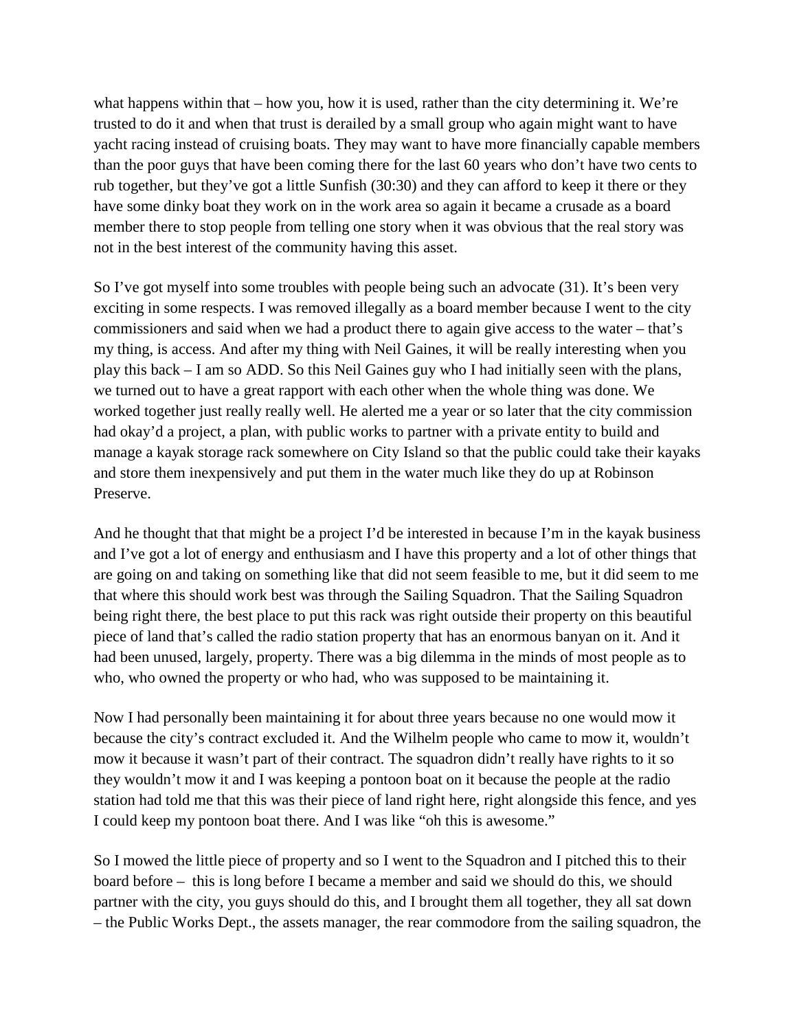what happens within that – how you, how it is used, rather than the city determining it. We're trusted to do it and when that trust is derailed by a small group who again might want to have yacht racing instead of cruising boats. They may want to have more financially capable members than the poor guys that have been coming there for the last 60 years who don't have two cents to rub together, but they've got a little Sunfish (30:30) and they can afford to keep it there or they have some dinky boat they work on in the work area so again it became a crusade as a board member there to stop people from telling one story when it was obvious that the real story was not in the best interest of the community having this asset.

So I've got myself into some troubles with people being such an advocate (31). It's been very exciting in some respects. I was removed illegally as a board member because I went to the city commissioners and said when we had a product there to again give access to the water – that's my thing, is access. And after my thing with Neil Gaines, it will be really interesting when you play this back – I am so ADD. So this Neil Gaines guy who I had initially seen with the plans, we turned out to have a great rapport with each other when the whole thing was done. We worked together just really really well. He alerted me a year or so later that the city commission had okay'd a project, a plan, with public works to partner with a private entity to build and manage a kayak storage rack somewhere on City Island so that the public could take their kayaks and store them inexpensively and put them in the water much like they do up at Robinson Preserve.

And he thought that that might be a project I'd be interested in because I'm in the kayak business and I've got a lot of energy and enthusiasm and I have this property and a lot of other things that are going on and taking on something like that did not seem feasible to me, but it did seem to me that where this should work best was through the Sailing Squadron. That the Sailing Squadron being right there, the best place to put this rack was right outside their property on this beautiful piece of land that's called the radio station property that has an enormous banyan on it. And it had been unused, largely, property. There was a big dilemma in the minds of most people as to who, who owned the property or who had, who was supposed to be maintaining it.

Now I had personally been maintaining it for about three years because no one would mow it because the city's contract excluded it. And the Wilhelm people who came to mow it, wouldn't mow it because it wasn't part of their contract. The squadron didn't really have rights to it so they wouldn't mow it and I was keeping a pontoon boat on it because the people at the radio station had told me that this was their piece of land right here, right alongside this fence, and yes I could keep my pontoon boat there. And I was like "oh this is awesome."

So I mowed the little piece of property and so I went to the Squadron and I pitched this to their board before – this is long before I became a member and said we should do this, we should partner with the city, you guys should do this, and I brought them all together, they all sat down – the Public Works Dept., the assets manager, the rear commodore from the sailing squadron, the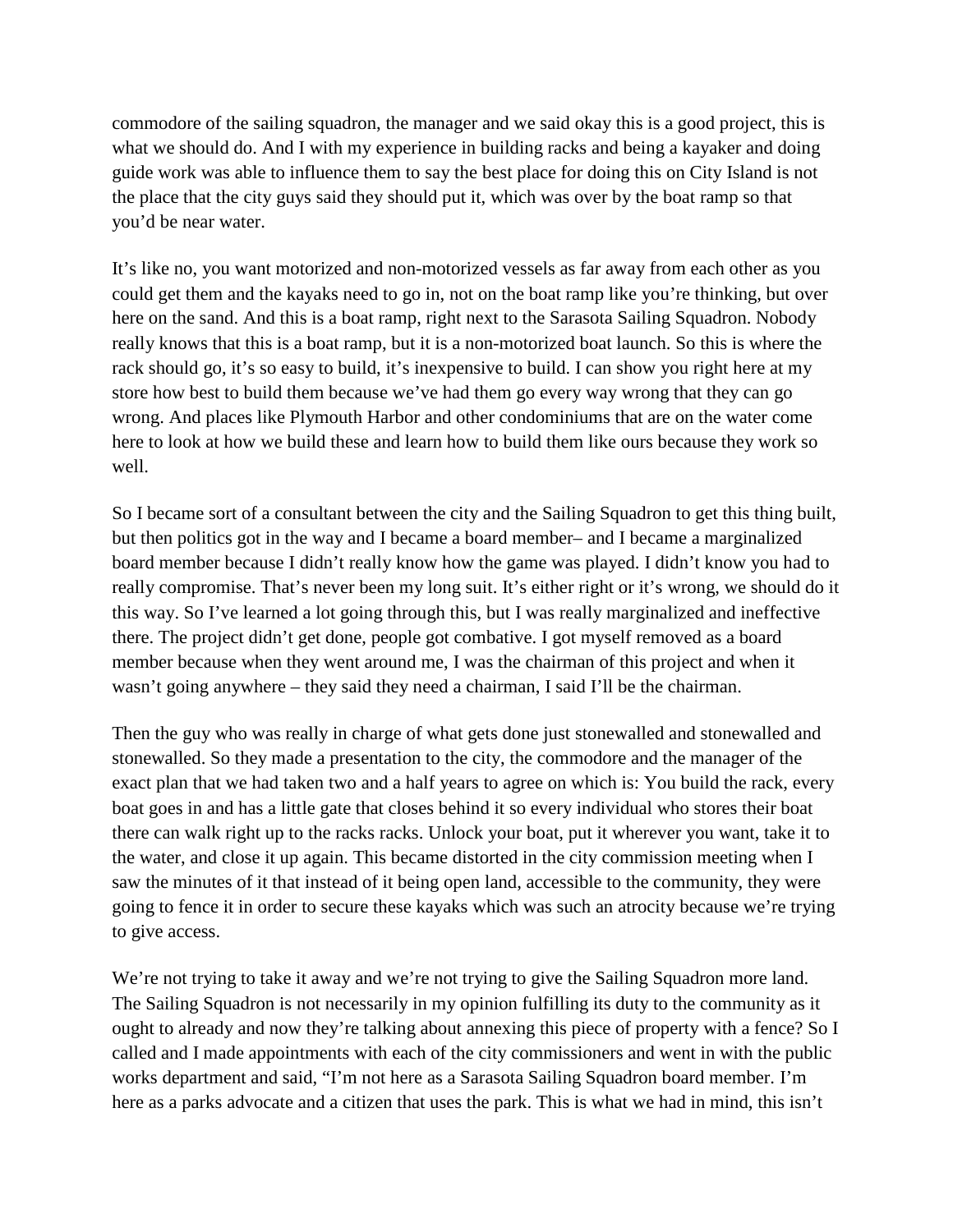commodore of the sailing squadron, the manager and we said okay this is a good project, this is what we should do. And I with my experience in building racks and being a kayaker and doing guide work was able to influence them to say the best place for doing this on City Island is not the place that the city guys said they should put it, which was over by the boat ramp so that you'd be near water.

It's like no, you want motorized and non-motorized vessels as far away from each other as you could get them and the kayaks need to go in, not on the boat ramp like you're thinking, but over here on the sand. And this is a boat ramp, right next to the Sarasota Sailing Squadron. Nobody really knows that this is a boat ramp, but it is a non-motorized boat launch. So this is where the rack should go, it's so easy to build, it's inexpensive to build. I can show you right here at my store how best to build them because we've had them go every way wrong that they can go wrong. And places like Plymouth Harbor and other condominiums that are on the water come here to look at how we build these and learn how to build them like ours because they work so well.

So I became sort of a consultant between the city and the Sailing Squadron to get this thing built, but then politics got in the way and I became a board member– and I became a marginalized board member because I didn't really know how the game was played. I didn't know you had to really compromise. That's never been my long suit. It's either right or it's wrong, we should do it this way. So I've learned a lot going through this, but I was really marginalized and ineffective there. The project didn't get done, people got combative. I got myself removed as a board member because when they went around me, I was the chairman of this project and when it wasn't going anywhere – they said they need a chairman, I said I'll be the chairman.

Then the guy who was really in charge of what gets done just stonewalled and stonewalled and stonewalled. So they made a presentation to the city, the commodore and the manager of the exact plan that we had taken two and a half years to agree on which is: You build the rack, every boat goes in and has a little gate that closes behind it so every individual who stores their boat there can walk right up to the racks racks. Unlock your boat, put it wherever you want, take it to the water, and close it up again. This became distorted in the city commission meeting when I saw the minutes of it that instead of it being open land, accessible to the community, they were going to fence it in order to secure these kayaks which was such an atrocity because we're trying to give access.

We're not trying to take it away and we're not trying to give the Sailing Squadron more land. The Sailing Squadron is not necessarily in my opinion fulfilling its duty to the community as it ought to already and now they're talking about annexing this piece of property with a fence? So I called and I made appointments with each of the city commissioners and went in with the public works department and said, "I'm not here as a Sarasota Sailing Squadron board member. I'm here as a parks advocate and a citizen that uses the park. This is what we had in mind, this isn't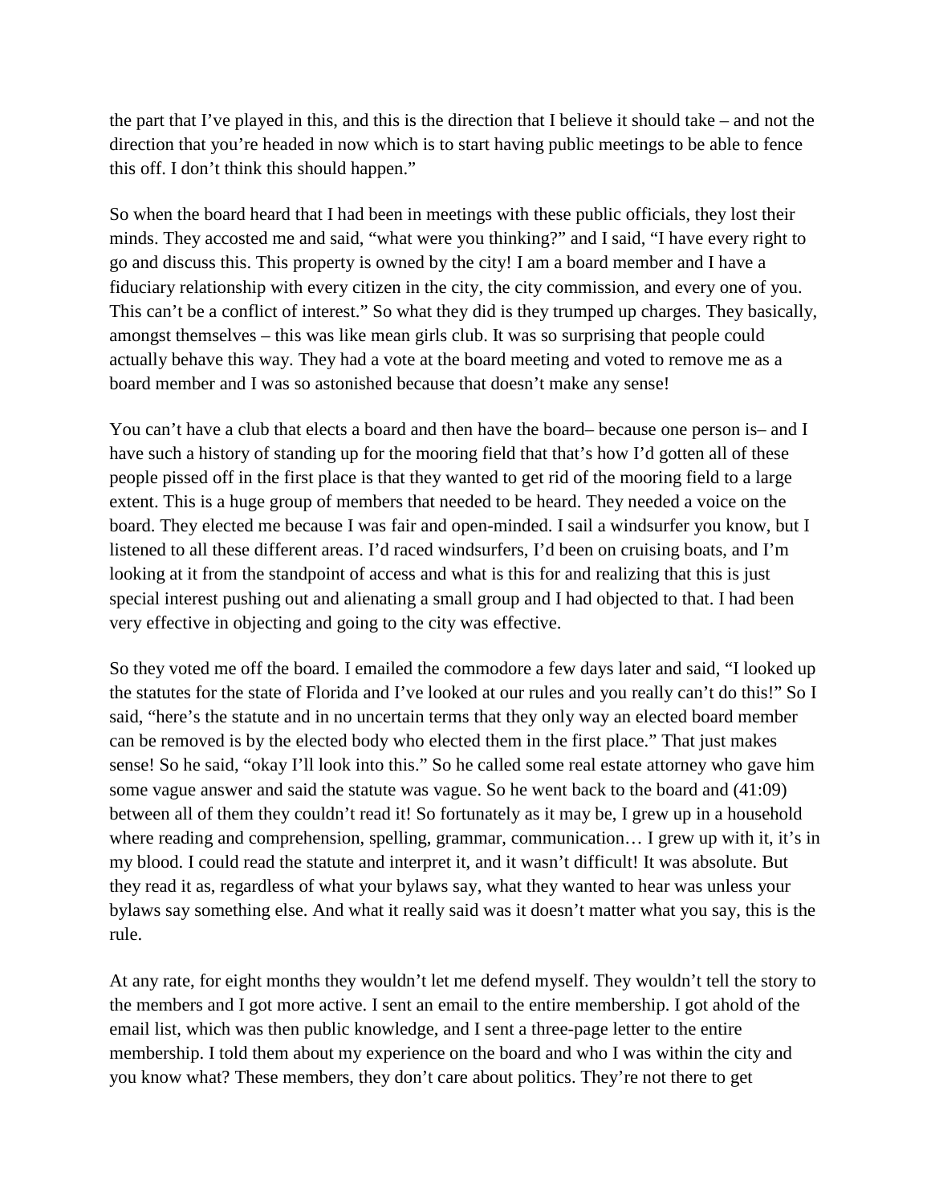the part that I've played in this, and this is the direction that I believe it should take – and not the direction that you're headed in now which is to start having public meetings to be able to fence this off. I don't think this should happen."

So when the board heard that I had been in meetings with these public officials, they lost their minds. They accosted me and said, "what were you thinking?" and I said, "I have every right to go and discuss this. This property is owned by the city! I am a board member and I have a fiduciary relationship with every citizen in the city, the city commission, and every one of you. This can't be a conflict of interest." So what they did is they trumped up charges. They basically, amongst themselves – this was like mean girls club. It was so surprising that people could actually behave this way. They had a vote at the board meeting and voted to remove me as a board member and I was so astonished because that doesn't make any sense!

You can't have a club that elects a board and then have the board– because one person is– and I have such a history of standing up for the mooring field that that's how I'd gotten all of these people pissed off in the first place is that they wanted to get rid of the mooring field to a large extent. This is a huge group of members that needed to be heard. They needed a voice on the board. They elected me because I was fair and open-minded. I sail a windsurfer you know, but I listened to all these different areas. I'd raced windsurfers, I'd been on cruising boats, and I'm looking at it from the standpoint of access and what is this for and realizing that this is just special interest pushing out and alienating a small group and I had objected to that. I had been very effective in objecting and going to the city was effective.

So they voted me off the board. I emailed the commodore a few days later and said, "I looked up the statutes for the state of Florida and I've looked at our rules and you really can't do this!" So I said, "here's the statute and in no uncertain terms that they only way an elected board member can be removed is by the elected body who elected them in the first place." That just makes sense! So he said, "okay I'll look into this." So he called some real estate attorney who gave him some vague answer and said the statute was vague. So he went back to the board and (41:09) between all of them they couldn't read it! So fortunately as it may be, I grew up in a household where reading and comprehension, spelling, grammar, communication… I grew up with it, it's in my blood. I could read the statute and interpret it, and it wasn't difficult! It was absolute. But they read it as, regardless of what your bylaws say, what they wanted to hear was unless your bylaws say something else. And what it really said was it doesn't matter what you say, this is the rule.

At any rate, for eight months they wouldn't let me defend myself. They wouldn't tell the story to the members and I got more active. I sent an email to the entire membership. I got ahold of the email list, which was then public knowledge, and I sent a three-page letter to the entire membership. I told them about my experience on the board and who I was within the city and you know what? These members, they don't care about politics. They're not there to get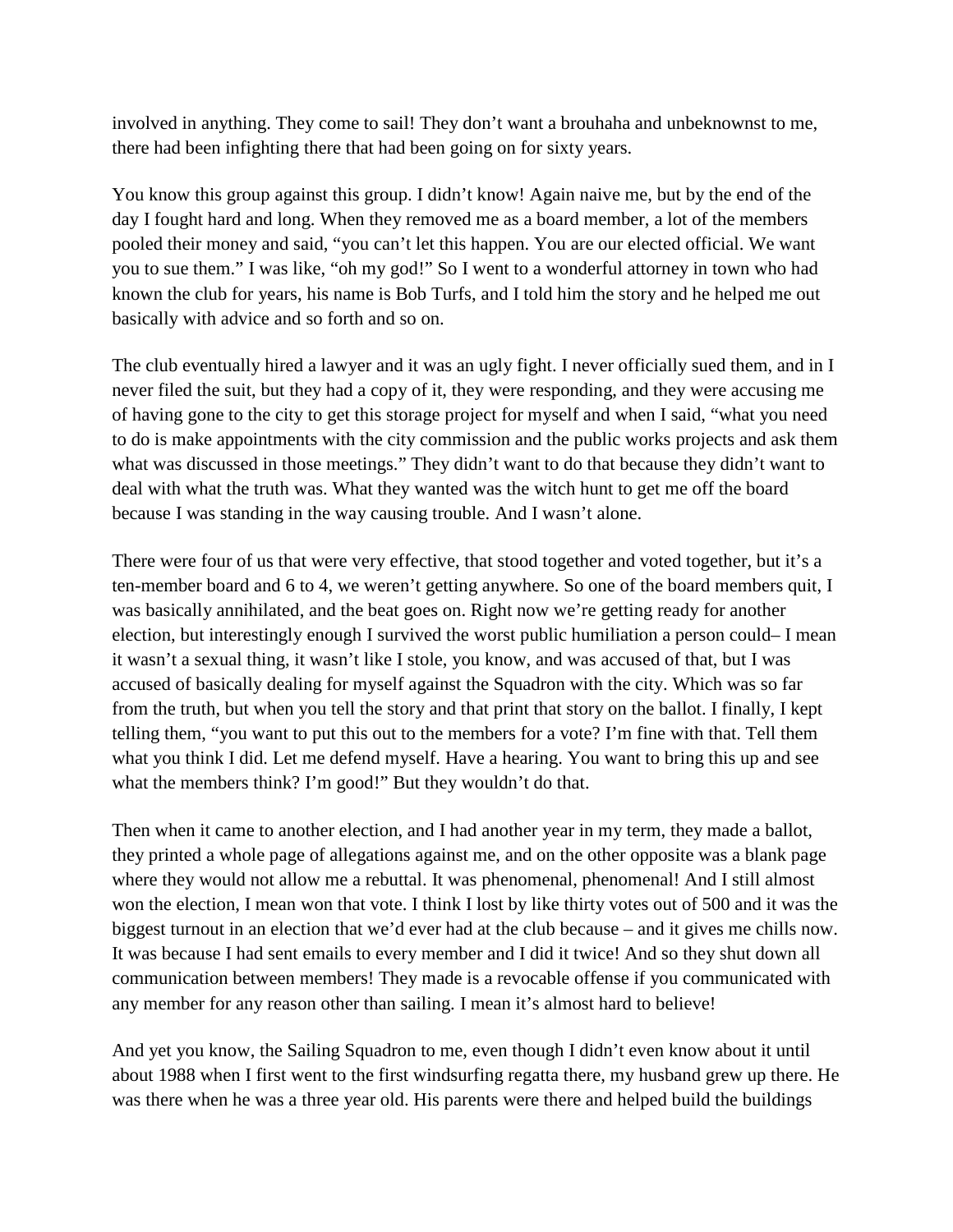involved in anything. They come to sail! They don't want a brouhaha and unbeknownst to me, there had been infighting there that had been going on for sixty years.

You know this group against this group. I didn't know! Again naive me, but by the end of the day I fought hard and long. When they removed me as a board member, a lot of the members pooled their money and said, "you can't let this happen. You are our elected official. We want you to sue them." I was like, "oh my god!" So I went to a wonderful attorney in town who had known the club for years, his name is Bob Turfs, and I told him the story and he helped me out basically with advice and so forth and so on.

The club eventually hired a lawyer and it was an ugly fight. I never officially sued them, and in I never filed the suit, but they had a copy of it, they were responding, and they were accusing me of having gone to the city to get this storage project for myself and when I said, "what you need to do is make appointments with the city commission and the public works projects and ask them what was discussed in those meetings." They didn't want to do that because they didn't want to deal with what the truth was. What they wanted was the witch hunt to get me off the board because I was standing in the way causing trouble. And I wasn't alone.

There were four of us that were very effective, that stood together and voted together, but it's a ten-member board and 6 to 4, we weren't getting anywhere. So one of the board members quit, I was basically annihilated, and the beat goes on. Right now we're getting ready for another election, but interestingly enough I survived the worst public humiliation a person could– I mean it wasn't a sexual thing, it wasn't like I stole, you know, and was accused of that, but I was accused of basically dealing for myself against the Squadron with the city. Which was so far from the truth, but when you tell the story and that print that story on the ballot. I finally, I kept telling them, "you want to put this out to the members for a vote? I'm fine with that. Tell them what you think I did. Let me defend myself. Have a hearing. You want to bring this up and see what the members think? I'm good!" But they wouldn't do that.

Then when it came to another election, and I had another year in my term, they made a ballot, they printed a whole page of allegations against me, and on the other opposite was a blank page where they would not allow me a rebuttal. It was phenomenal, phenomenal! And I still almost won the election, I mean won that vote. I think I lost by like thirty votes out of 500 and it was the biggest turnout in an election that we'd ever had at the club because – and it gives me chills now. It was because I had sent emails to every member and I did it twice! And so they shut down all communication between members! They made is a revocable offense if you communicated with any member for any reason other than sailing. I mean it's almost hard to believe!

And yet you know, the Sailing Squadron to me, even though I didn't even know about it until about 1988 when I first went to the first windsurfing regatta there, my husband grew up there. He was there when he was a three year old. His parents were there and helped build the buildings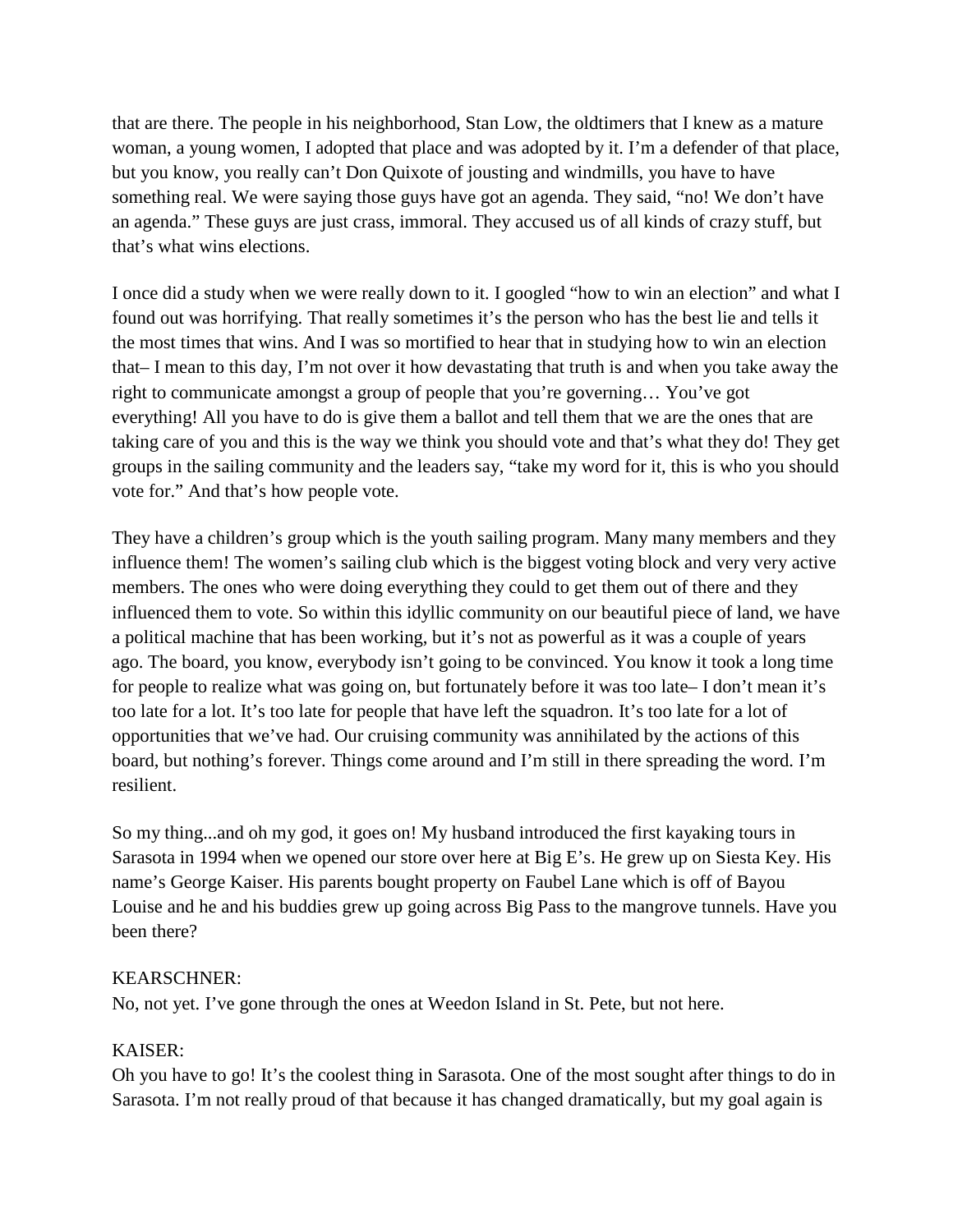that are there. The people in his neighborhood, Stan Low, the oldtimers that I knew as a mature woman, a young women, I adopted that place and was adopted by it. I'm a defender of that place, but you know, you really can't Don Quixote of jousting and windmills, you have to have something real. We were saying those guys have got an agenda. They said, "no! We don't have an agenda." These guys are just crass, immoral. They accused us of all kinds of crazy stuff, but that's what wins elections.

I once did a study when we were really down to it. I googled "how to win an election" and what I found out was horrifying. That really sometimes it's the person who has the best lie and tells it the most times that wins. And I was so mortified to hear that in studying how to win an election that– I mean to this day, I'm not over it how devastating that truth is and when you take away the right to communicate amongst a group of people that you're governing… You've got everything! All you have to do is give them a ballot and tell them that we are the ones that are taking care of you and this is the way we think you should vote and that's what they do! They get groups in the sailing community and the leaders say, "take my word for it, this is who you should vote for." And that's how people vote.

They have a children's group which is the youth sailing program. Many many members and they influence them! The women's sailing club which is the biggest voting block and very very active members. The ones who were doing everything they could to get them out of there and they influenced them to vote. So within this idyllic community on our beautiful piece of land, we have a political machine that has been working, but it's not as powerful as it was a couple of years ago. The board, you know, everybody isn't going to be convinced. You know it took a long time for people to realize what was going on, but fortunately before it was too late– I don't mean it's too late for a lot. It's too late for people that have left the squadron. It's too late for a lot of opportunities that we've had. Our cruising community was annihilated by the actions of this board, but nothing's forever. Things come around and I'm still in there spreading the word. I'm resilient.

So my thing...and oh my god, it goes on! My husband introduced the first kayaking tours in Sarasota in 1994 when we opened our store over here at Big E's. He grew up on Siesta Key. His name's George Kaiser. His parents bought property on Faubel Lane which is off of Bayou Louise and he and his buddies grew up going across Big Pass to the mangrove tunnels. Have you been there?

KEARSCHNER:
No, not yet. I've gone through the ones at Weedon Island in St. Pete, but not here.

KAISER:
Oh you have to go! It's the coolest thing in Sarasota. One of the most sought after things to do in Sarasota. I'm not really proud of that because it has changed dramatically, but my goal again is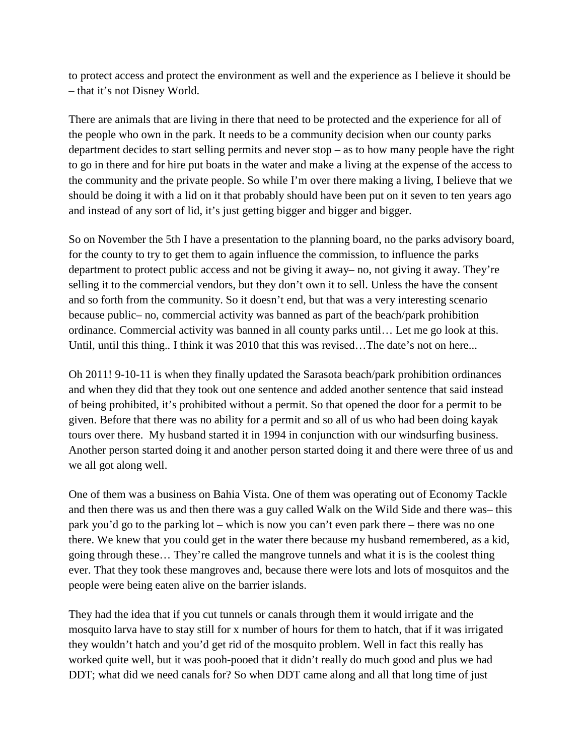to protect access and protect the environment as well and the experience as I believe it should be – that it's not Disney World.

There are animals that are living in there that need to be protected and the experience for all of the people who own in the park. It needs to be a community decision when our county parks department decides to start selling permits and never stop – as to how many people have the right to go in there and for hire put boats in the water and make a living at the expense of the access to the community and the private people. So while I'm over there making a living, I believe that we should be doing it with a lid on it that probably should have been put on it seven to ten years ago and instead of any sort of lid, it's just getting bigger and bigger and bigger.

So on November the 5th I have a presentation to the planning board, no the parks advisory board, for the county to try to get them to again influence the commission, to influence the parks department to protect public access and not be giving it away– no, not giving it away. They're selling it to the commercial vendors, but they don't own it to sell. Unless the have the consent and so forth from the community. So it doesn't end, but that was a very interesting scenario because public– no, commercial activity was banned as part of the beach/park prohibition ordinance. Commercial activity was banned in all county parks until… Let me go look at this. Until, until this thing.. I think it was 2010 that this was revised…The date's not on here...

Oh 2011! 9-10-11 is when they finally updated the Sarasota beach/park prohibition ordinances and when they did that they took out one sentence and added another sentence that said instead of being prohibited, it's prohibited without a permit. So that opened the door for a permit to be given. Before that there was no ability for a permit and so all of us who had been doing kayak tours over there. My husband started it in 1994 in conjunction with our windsurfing business. Another person started doing it and another person started doing it and there were three of us and we all got along well.

One of them was a business on Bahia Vista. One of them was operating out of Economy Tackle and then there was us and then there was a guy called Walk on the Wild Side and there was– this park you'd go to the parking lot – which is now you can't even park there – there was no one there. We knew that you could get in the water there because my husband remembered, as a kid, going through these… They're called the mangrove tunnels and what it is is the coolest thing ever. That they took these mangroves and, because there were lots and lots of mosquitos and the people were being eaten alive on the barrier islands.

They had the idea that if you cut tunnels or canals through them it would irrigate and the mosquito larva have to stay still for x number of hours for them to hatch, that if it was irrigated they wouldn't hatch and you'd get rid of the mosquito problem. Well in fact this really has worked quite well, but it was pooh-pooed that it didn't really do much good and plus we had DDT; what did we need canals for? So when DDT came along and all that long time of just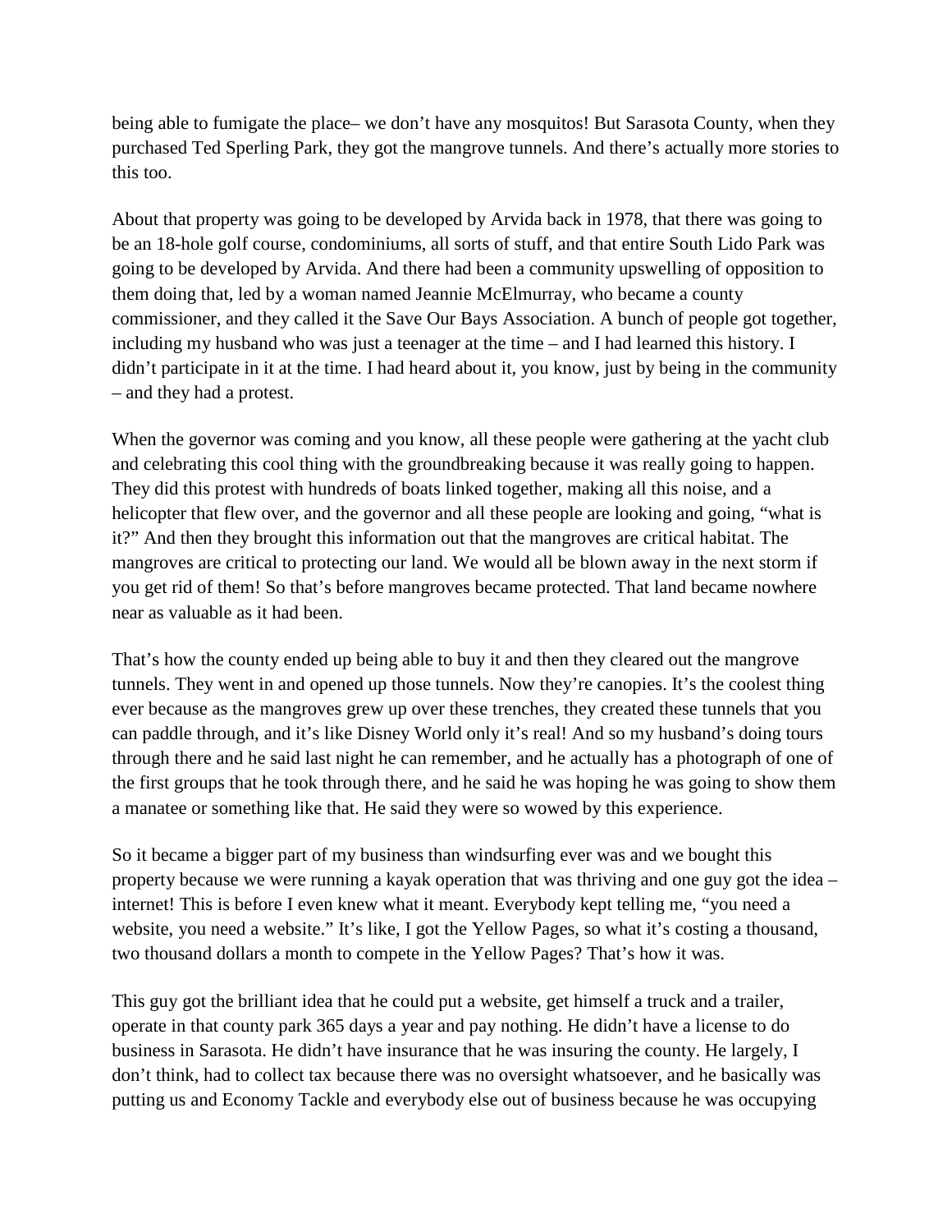being able to fumigate the place– we don't have any mosquitos! But Sarasota County, when they purchased Ted Sperling Park, they got the mangrove tunnels. And there's actually more stories to this too.

About that property was going to be developed by Arvida back in 1978, that there was going to be an 18-hole golf course, condominiums, all sorts of stuff, and that entire South Lido Park was going to be developed by Arvida. And there had been a community upswelling of opposition to them doing that, led by a woman named Jeannie McElmurray, who became a county commissioner, and they called it the Save Our Bays Association. A bunch of people got together, including my husband who was just a teenager at the time – and I had learned this history. I didn't participate in it at the time. I had heard about it, you know, just by being in the community – and they had a protest.

When the governor was coming and you know, all these people were gathering at the yacht club and celebrating this cool thing with the groundbreaking because it was really going to happen. They did this protest with hundreds of boats linked together, making all this noise, and a helicopter that flew over, and the governor and all these people are looking and going, "what is it?" And then they brought this information out that the mangroves are critical habitat. The mangroves are critical to protecting our land. We would all be blown away in the next storm if you get rid of them! So that's before mangroves became protected. That land became nowhere near as valuable as it had been.

That's how the county ended up being able to buy it and then they cleared out the mangrove tunnels. They went in and opened up those tunnels. Now they're canopies. It's the coolest thing ever because as the mangroves grew up over these trenches, they created these tunnels that you can paddle through, and it's like Disney World only it's real! And so my husband's doing tours through there and he said last night he can remember, and he actually has a photograph of one of the first groups that he took through there, and he said he was hoping he was going to show them a manatee or something like that. He said they were so wowed by this experience.

So it became a bigger part of my business than windsurfing ever was and we bought this property because we were running a kayak operation that was thriving and one guy got the idea – internet! This is before I even knew what it meant. Everybody kept telling me, "you need a website, you need a website." It's like, I got the Yellow Pages, so what it's costing a thousand, two thousand dollars a month to compete in the Yellow Pages? That's how it was.

This guy got the brilliant idea that he could put a website, get himself a truck and a trailer, operate in that county park 365 days a year and pay nothing. He didn't have a license to do business in Sarasota. He didn't have insurance that he was insuring the county. He largely, I don't think, had to collect tax because there was no oversight whatsoever, and he basically was putting us and Economy Tackle and everybody else out of business because he was occupying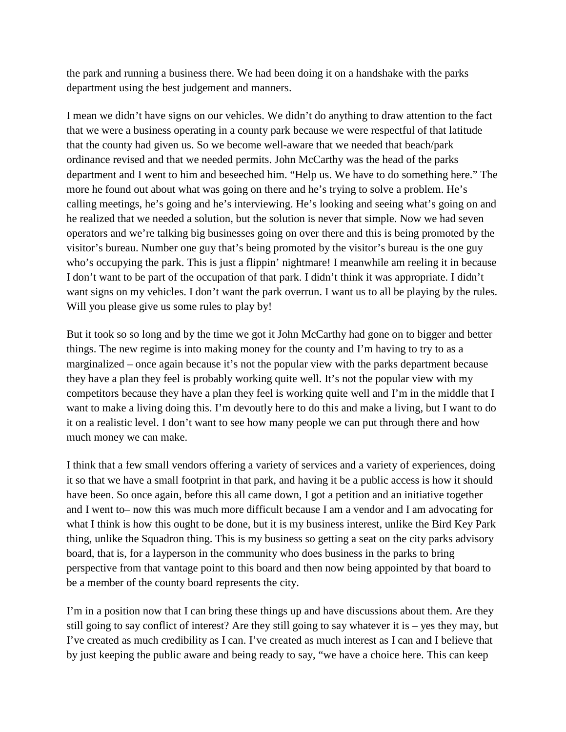the park and running a business there. We had been doing it on a handshake with the parks department using the best judgement and manners.

I mean we didn't have signs on our vehicles. We didn't do anything to draw attention to the fact that we were a business operating in a county park because we were respectful of that latitude that the county had given us. So we become well-aware that we needed that beach/park ordinance revised and that we needed permits. John McCarthy was the head of the parks department and I went to him and beseeched him. "Help us. We have to do something here." The more he found out about what was going on there and he's trying to solve a problem. He's calling meetings, he's going and he's interviewing. He's looking and seeing what's going on and he realized that we needed a solution, but the solution is never that simple. Now we had seven operators and we're talking big businesses going on over there and this is being promoted by the visitor's bureau. Number one guy that's being promoted by the visitor's bureau is the one guy who's occupying the park. This is just a flippin' nightmare! I meanwhile am reeling it in because I don't want to be part of the occupation of that park. I didn't think it was appropriate. I didn't want signs on my vehicles. I don't want the park overrun. I want us to all be playing by the rules. Will you please give us some rules to play by!

But it took so so long and by the time we got it John McCarthy had gone on to bigger and better things. The new regime is into making money for the county and I'm having to try to as a marginalized – once again because it's not the popular view with the parks department because they have a plan they feel is probably working quite well. It's not the popular view with my competitors because they have a plan they feel is working quite well and I'm in the middle that I want to make a living doing this. I'm devoutly here to do this and make a living, but I want to do it on a realistic level. I don't want to see how many people we can put through there and how much money we can make.

I think that a few small vendors offering a variety of services and a variety of experiences, doing it so that we have a small footprint in that park, and having it be a public access is how it should have been. So once again, before this all came down, I got a petition and an initiative together and I went to– now this was much more difficult because I am a vendor and I am advocating for what I think is how this ought to be done, but it is my business interest, unlike the Bird Key Park thing, unlike the Squadron thing. This is my business so getting a seat on the city parks advisory board, that is, for a layperson in the community who does business in the parks to bring perspective from that vantage point to this board and then now being appointed by that board to be a member of the county board represents the city.

I'm in a position now that I can bring these things up and have discussions about them. Are they still going to say conflict of interest? Are they still going to say whatever it is – yes they may, but I've created as much credibility as I can. I've created as much interest as I can and I believe that by just keeping the public aware and being ready to say, "we have a choice here. This can keep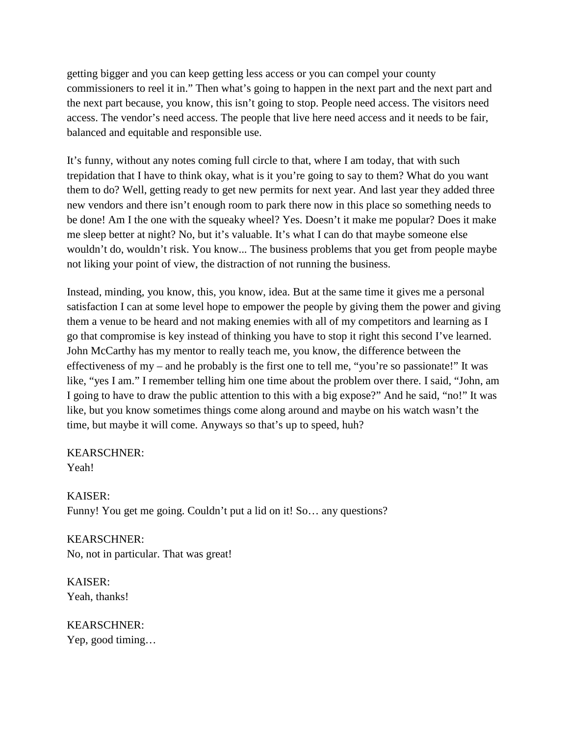getting bigger and you can keep getting less access or you can compel your county commissioners to reel it in." Then what's going to happen in the next part and the next part and the next part because, you know, this isn't going to stop. People need access. The visitors need access. The vendor's need access. The people that live here need access and it needs to be fair, balanced and equitable and responsible use.

It's funny, without any notes coming full circle to that, where I am today, that with such trepidation that I have to think okay, what is it you're going to say to them? What do you want them to do? Well, getting ready to get new permits for next year. And last year they added three new vendors and there isn't enough room to park there now in this place so something needs to be done! Am I the one with the squeaky wheel? Yes. Doesn't it make me popular? Does it make me sleep better at night? No, but it's valuable. It's what I can do that maybe someone else wouldn't do, wouldn't risk. You know... The business problems that you get from people maybe not liking your point of view, the distraction of not running the business.

Instead, minding, you know, this, you know, idea. But at the same time it gives me a personal satisfaction I can at some level hope to empower the people by giving them the power and giving them a venue to be heard and not making enemies with all of my competitors and learning as I go that compromise is key instead of thinking you have to stop it right this second I've learned. John McCarthy has my mentor to really teach me, you know, the difference between the effectiveness of my – and he probably is the first one to tell me, "you're so passionate!" It was like, "yes I am." I remember telling him one time about the problem over there. I said, "John, am I going to have to draw the public attention to this with a big expose?" And he said, "no!" It was like, but you know sometimes things come along around and maybe on his watch wasn't the time, but maybe it will come. Anyways so that's up to speed, huh?

KEARSCHNER:
Yeah!

KAISER:
Funny! You get me going. Couldn't put a lid on it! So… any questions?

KEARSCHNER:
No, not in particular. That was great!

KAISER:
Yeah, thanks!

KEARSCHNER:
Yep, good timing…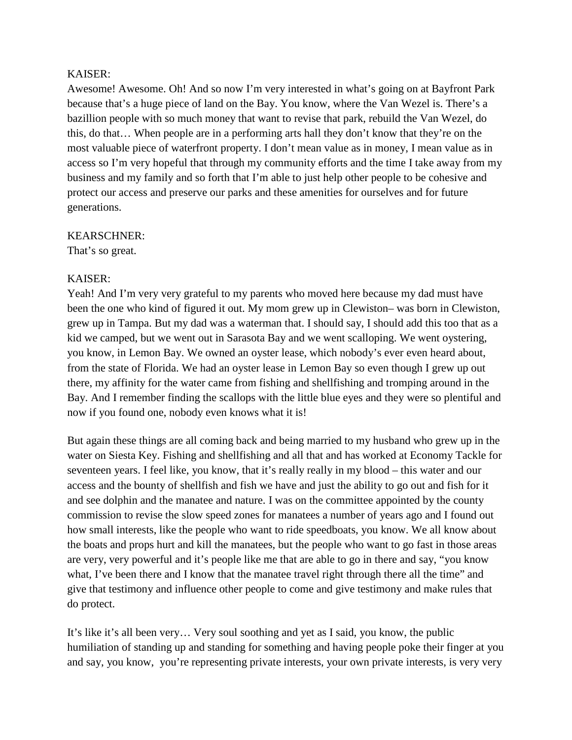KAISER:
Awesome! Awesome. Oh! And so now I'm very interested in what's going on at Bayfront Park because that's a huge piece of land on the Bay. You know, where the Van Wezel is. There's a bazillion people with so much money that want to revise that park, rebuild the Van Wezel, do this, do that… When people are in a performing arts hall they don't know that they're on the most valuable piece of waterfront property. I don't mean value as in money, I mean value as in access so I'm very hopeful that through my community efforts and the time I take away from my business and my family and so forth that I'm able to just help other people to be cohesive and protect our access and preserve our parks and these amenities for ourselves and for future generations.

KEARSCHNER:
That's so great.

KAISER:
Yeah! And I'm very very grateful to my parents who moved here because my dad must have been the one who kind of figured it out. My mom grew up in Clewiston– was born in Clewiston, grew up in Tampa. But my dad was a waterman that. I should say, I should add this too that as a kid we camped, but we went out in Sarasota Bay and we went scalloping. We went oystering, you know, in Lemon Bay. We owned an oyster lease, which nobody's ever even heard about, from the state of Florida. We had an oyster lease in Lemon Bay so even though I grew up out there, my affinity for the water came from fishing and shellfishing and tromping around in the Bay. And I remember finding the scallops with the little blue eyes and they were so plentiful and now if you found one, nobody even knows what it is!

But again these things are all coming back and being married to my husband who grew up in the water on Siesta Key. Fishing and shellfishing and all that and has worked at Economy Tackle for seventeen years. I feel like, you know, that it's really really in my blood – this water and our access and the bounty of shellfish and fish we have and just the ability to go out and fish for it and see dolphin and the manatee and nature. I was on the committee appointed by the county commission to revise the slow speed zones for manatees a number of years ago and I found out how small interests, like the people who want to ride speedboats, you know. We all know about the boats and props hurt and kill the manatees, but the people who want to go fast in those areas are very, very powerful and it's people like me that are able to go in there and say, "you know what, I've been there and I know that the manatee travel right through there all the time" and give that testimony and influence other people to come and give testimony and make rules that do protect.

It's like it's all been very… Very soul soothing and yet as I said, you know, the public humiliation of standing up and standing for something and having people poke their finger at you and say, you know, you're representing private interests, your own private interests, is very very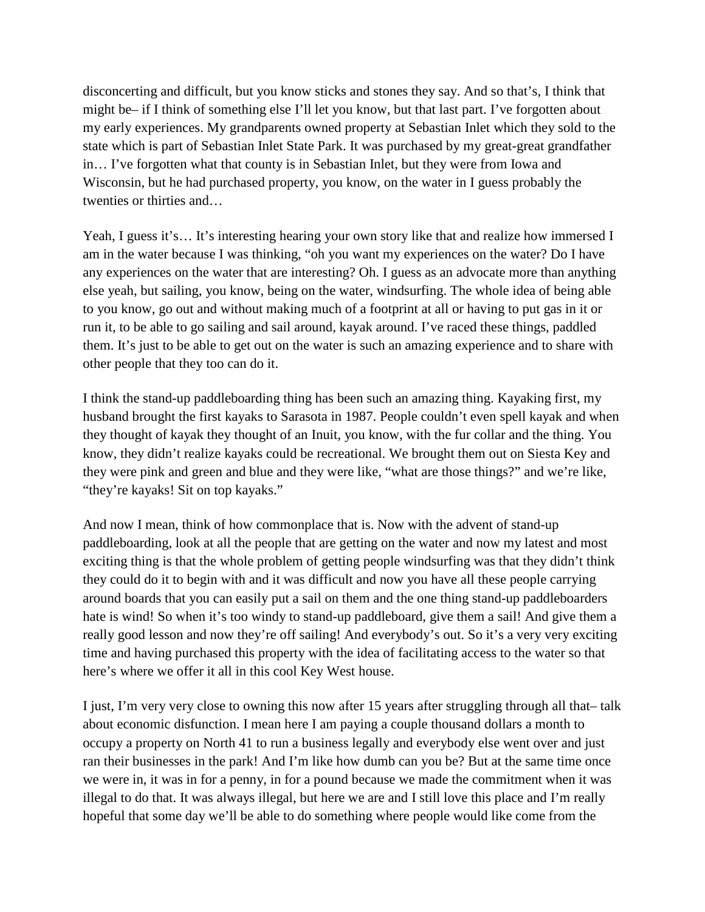disconcerting and difficult, but you know sticks and stones they say. And so that's, I think that might be– if I think of something else I'll let you know, but that last part. I've forgotten about my early experiences. My grandparents owned property at Sebastian Inlet which they sold to the state which is part of Sebastian Inlet State Park. It was purchased by my great-great grandfather in… I've forgotten what that county is in Sebastian Inlet, but they were from Iowa and Wisconsin, but he had purchased property, you know, on the water in I guess probably the twenties or thirties and…

Yeah, I guess it's… It's interesting hearing your own story like that and realize how immersed I am in the water because I was thinking, "oh you want my experiences on the water? Do I have any experiences on the water that are interesting? Oh. I guess as an advocate more than anything else yeah, but sailing, you know, being on the water, windsurfing. The whole idea of being able to you know, go out and without making much of a footprint at all or having to put gas in it or run it, to be able to go sailing and sail around, kayak around. I've raced these things, paddled them. It's just to be able to get out on the water is such an amazing experience and to share with other people that they too can do it.

I think the stand-up paddleboarding thing has been such an amazing thing. Kayaking first, my husband brought the first kayaks to Sarasota in 1987. People couldn't even spell kayak and when they thought of kayak they thought of an Inuit, you know, with the fur collar and the thing. You know, they didn't realize kayaks could be recreational. We brought them out on Siesta Key and they were pink and green and blue and they were like, "what are those things?" and we're like, "they're kayaks! Sit on top kayaks."

And now I mean, think of how commonplace that is. Now with the advent of stand-up paddleboarding, look at all the people that are getting on the water and now my latest and most exciting thing is that the whole problem of getting people windsurfing was that they didn't think they could do it to begin with and it was difficult and now you have all these people carrying around boards that you can easily put a sail on them and the one thing stand-up paddleboarders hate is wind! So when it's too windy to stand-up paddleboard, give them a sail! And give them a really good lesson and now they're off sailing! And everybody's out. So it's a very very exciting time and having purchased this property with the idea of facilitating access to the water so that here's where we offer it all in this cool Key West house.

I just, I'm very very close to owning this now after 15 years after struggling through all that– talk about economic disfunction. I mean here I am paying a couple thousand dollars a month to occupy a property on North 41 to run a business legally and everybody else went over and just ran their businesses in the park! And I'm like how dumb can you be? But at the same time once we were in, it was in for a penny, in for a pound because we made the commitment when it was illegal to do that. It was always illegal, but here we are and I still love this place and I'm really hopeful that some day we'll be able to do something where people would like come from the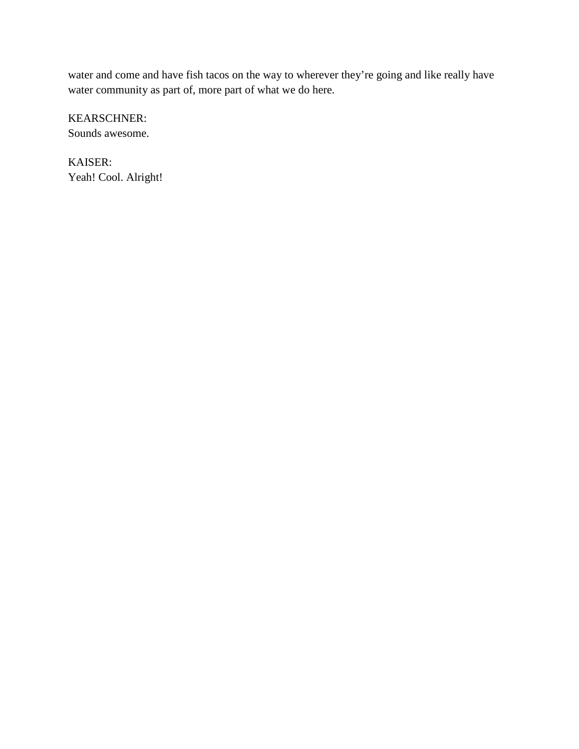water and come and have fish tacos on the way to wherever they're going and like really have water community as part of, more part of what we do here.

KEARSCHNER:
Sounds awesome.

KAISER:
Yeah! Cool. Alright!